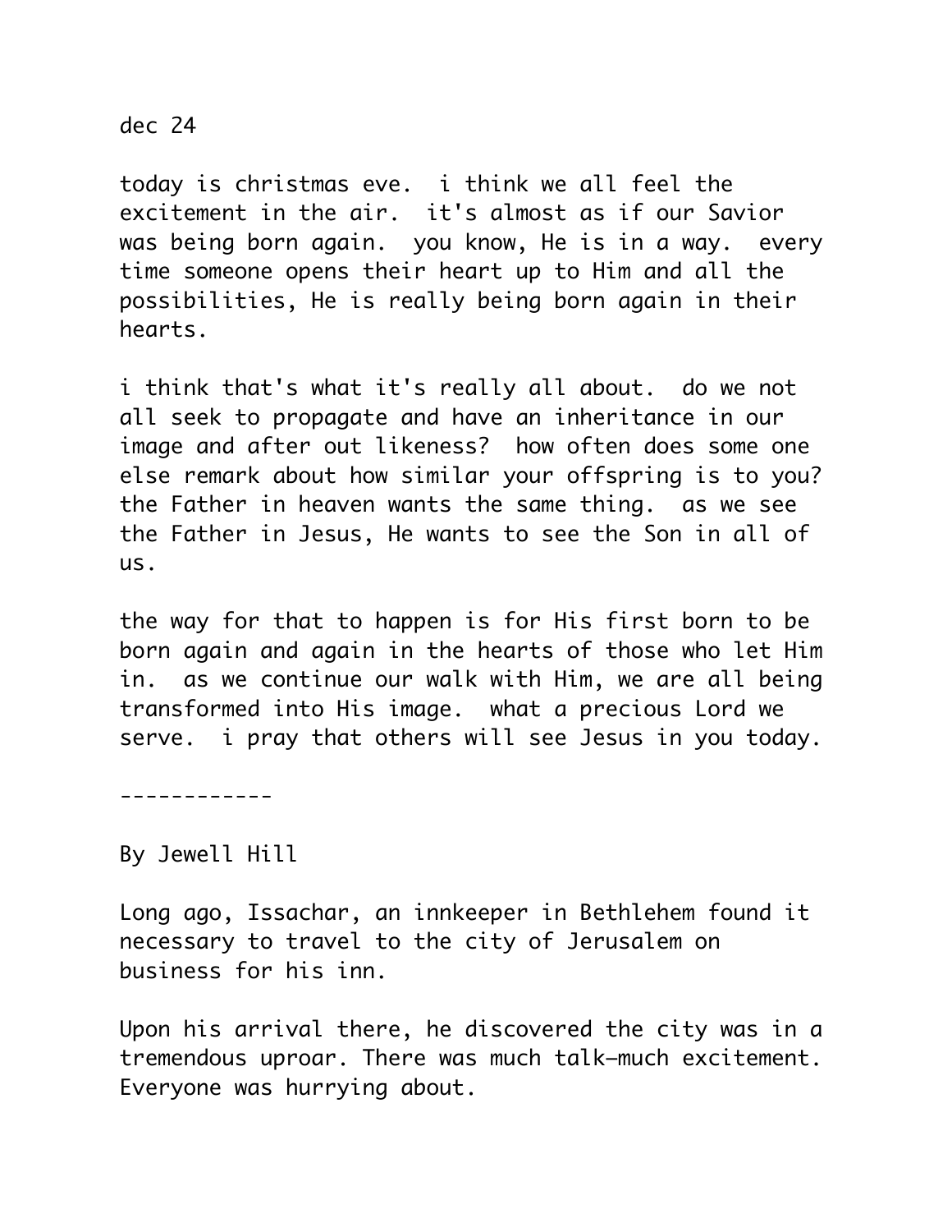dec 24

today is christmas eve.  i think we all feel the excitement in the air.  it's almost as if our Savior was being born again.  you know, He is in a way.  every time someone opens their heart up to Him and all the possibilities, He is really being born again in their hearts.

i think that's what it's really all about.  do we not all seek to propagate and have an inheritance in our image and after out likeness?  how often does some one else remark about how similar your offspring is to you?  the Father in heaven wants the same thing.  as we see the Father in Jesus, He wants to see the Son in all of us.

the way for that to happen is for His first born to be born again and again in the hearts of those who let Him in.  as we continue our walk with Him, we are all being transformed into His image.  what a precious Lord we serve.  i pray that others will see Jesus in you today.

------------

By Jewell Hill

Long ago, Issachar, an innkeeper in Bethlehem found it necessary to travel to the city of Jerusalem on business for his inn.

Upon his arrival there, he discovered the city was in a tremendous uproar. There was much talk—much excitement. Everyone was hurrying about.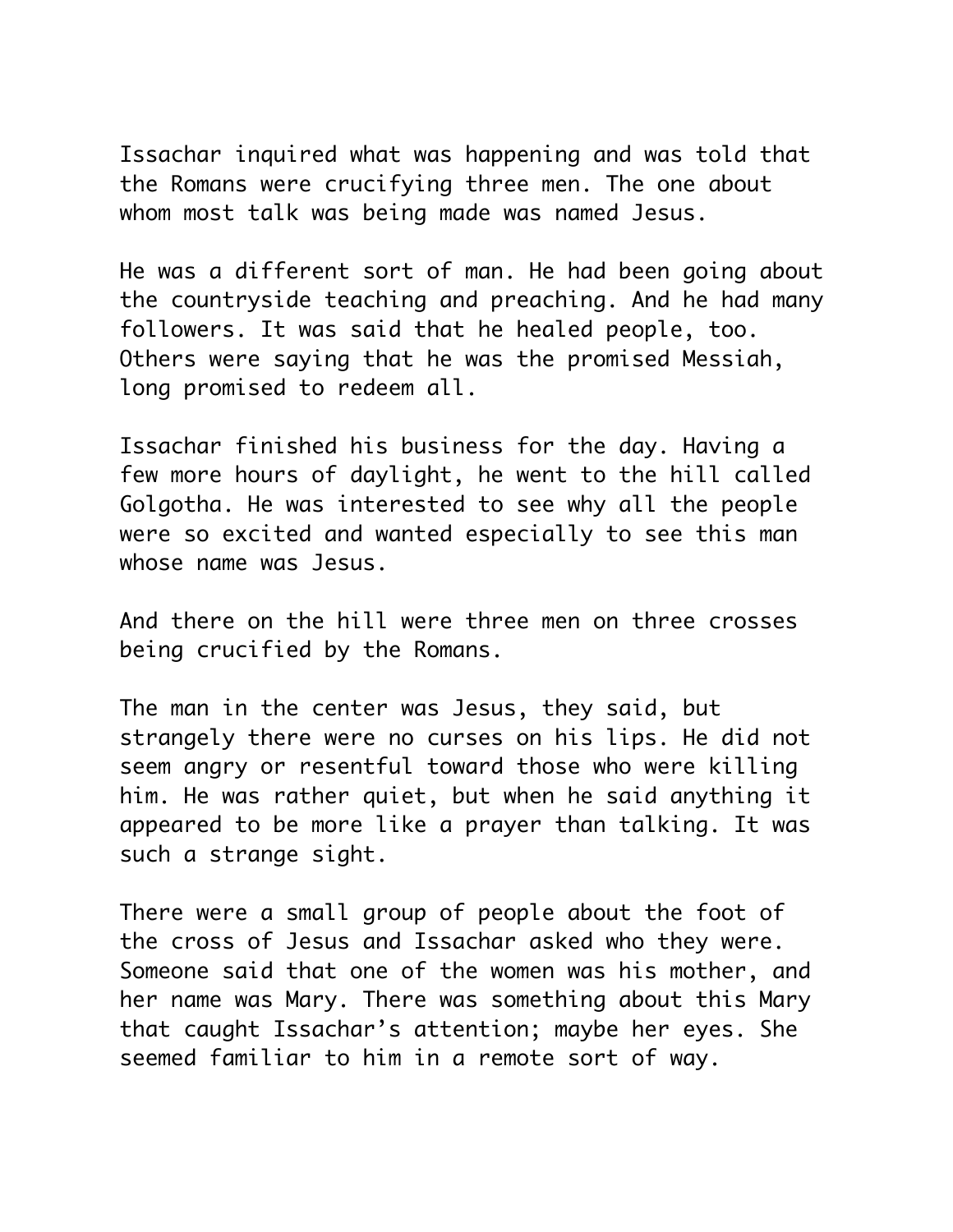Issachar inquired what was happening and was told that the Romans were crucifying three men. The one about whom most talk was being made was named Jesus.

He was a different sort of man. He had been going about the countryside teaching and preaching. And he had many followers. It was said that he healed people, too. Others were saying that he was the promised Messiah, long promised to redeem all.

Issachar finished his business for the day. Having a few more hours of daylight, he went to the hill called Golgotha. He was interested to see why all the people were so excited and wanted especially to see this man whose name was Jesus.

And there on the hill were three men on three crosses being crucified by the Romans.

The man in the center was Jesus, they said, but strangely there were no curses on his lips. He did not seem angry or resentful toward those who were killing him. He was rather quiet, but when he said anything it appeared to be more like a prayer than talking. It was such a strange sight.

There were a small group of people about the foot of the cross of Jesus and Issachar asked who they were. Someone said that one of the women was his mother, and her name was Mary. There was something about this Mary that caught Issachar's attention; maybe her eyes. She seemed familiar to him in a remote sort of way.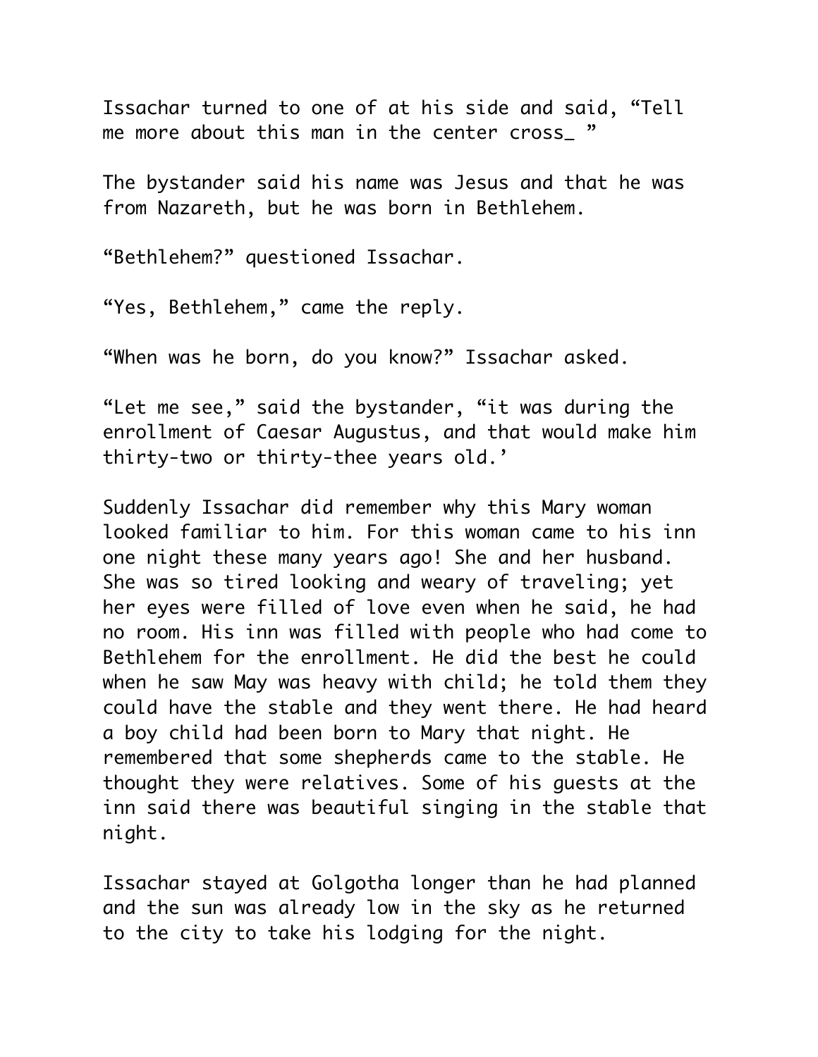Issachar turned to one of at his side and said, “Tell me more about this man in the center cross_ ”

The bystander said his name was Jesus and that he was from Nazareth, but he was born in Bethlehem.

“Bethlehem?” questioned Issachar.

“Yes, Bethlehem,” came the reply.

“When was he born, do you know?” Issachar asked.

“Let me see,” said the bystander, “it was during the enrollment of Caesar Augustus, and that would make him thirty-two or thirty-thee years old.’

Suddenly Issachar did remember why this Mary woman looked familiar to him. For this woman came to his inn one night these many years ago! She and her husband. She was so tired looking and weary of traveling; yet her eyes were filled of love even when he said, he had no room. His inn was filled with people who had come to Bethlehem for the enrollment. He did the best he could when he saw May was heavy with child; he told them they could have the stable and they went there. He had heard a boy child had been born to Mary that night. He remembered that some shepherds came to the stable. He thought they were relatives. Some of his guests at the inn said there was beautiful singing in the stable that night.

Issachar stayed at Golgotha longer than he had planned and the sun was already low in the sky as he returned to the city to take his lodging for the night.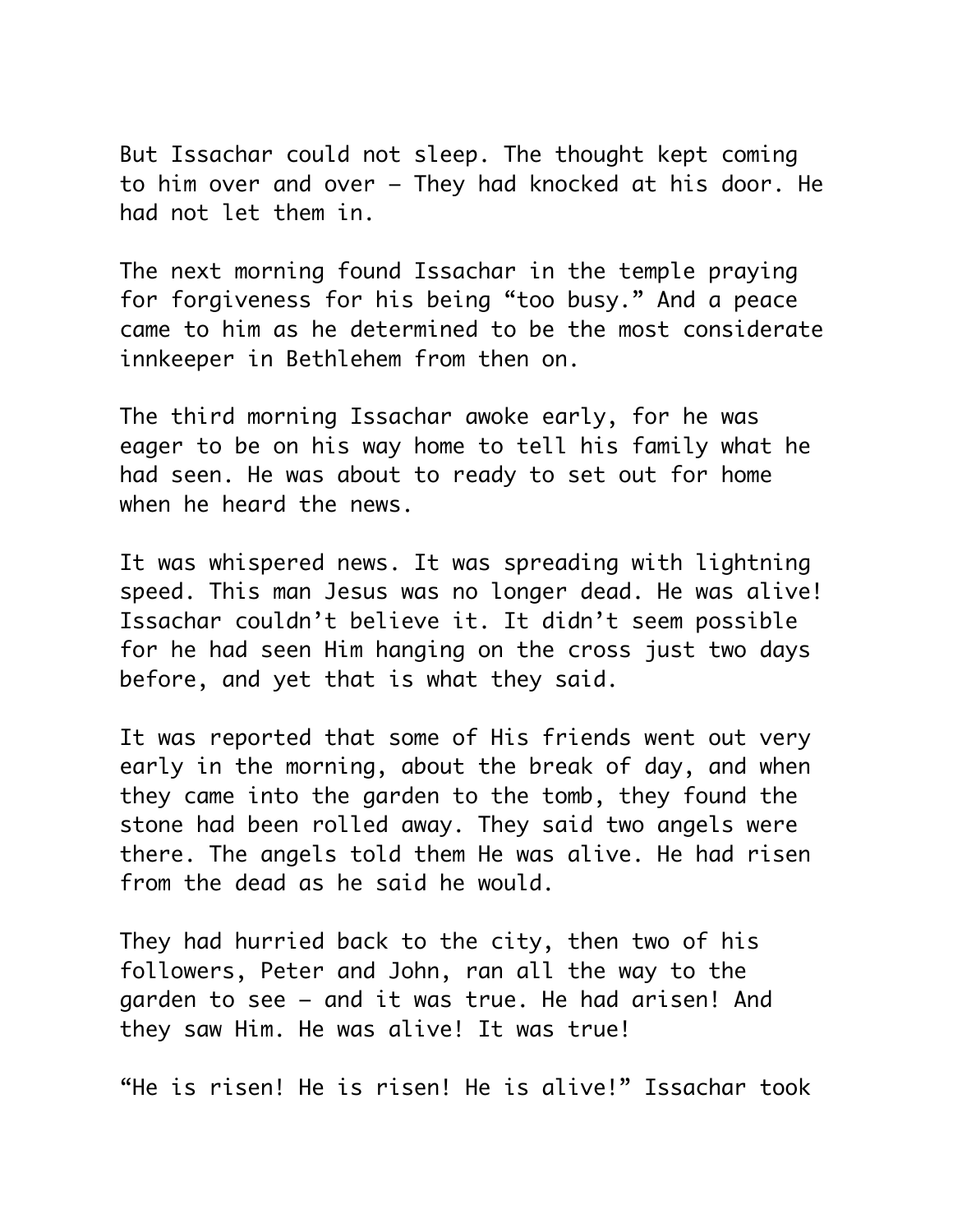But Issachar could not sleep. The thought kept coming to him over and over – They had knocked at his door. He had not let them in.

The next morning found Issachar in the temple praying for forgiveness for his being "too busy." And a peace came to him as he determined to be the most considerate innkeeper in Bethlehem from then on.

The third morning Issachar awoke early, for he was eager to be on his way home to tell his family what he had seen. He was about to ready to set out for home when he heard the news.

It was whispered news. It was spreading with lightning speed. This man Jesus was no longer dead. He was alive! Issachar couldn't believe it. It didn't seem possible for he had seen Him hanging on the cross just two days before, and yet that is what they said.

It was reported that some of His friends went out very early in the morning, about the break of day, and when they came into the garden to the tomb, they found the stone had been rolled away. They said two angels were there. The angels told them He was alive. He had risen from the dead as he said he would.

They had hurried back to the city, then two of his followers, Peter and John, ran all the way to the garden to see – and it was true. He had arisen! And they saw Him. He was alive! It was true!

"He is risen! He is risen! He is alive!" Issachar took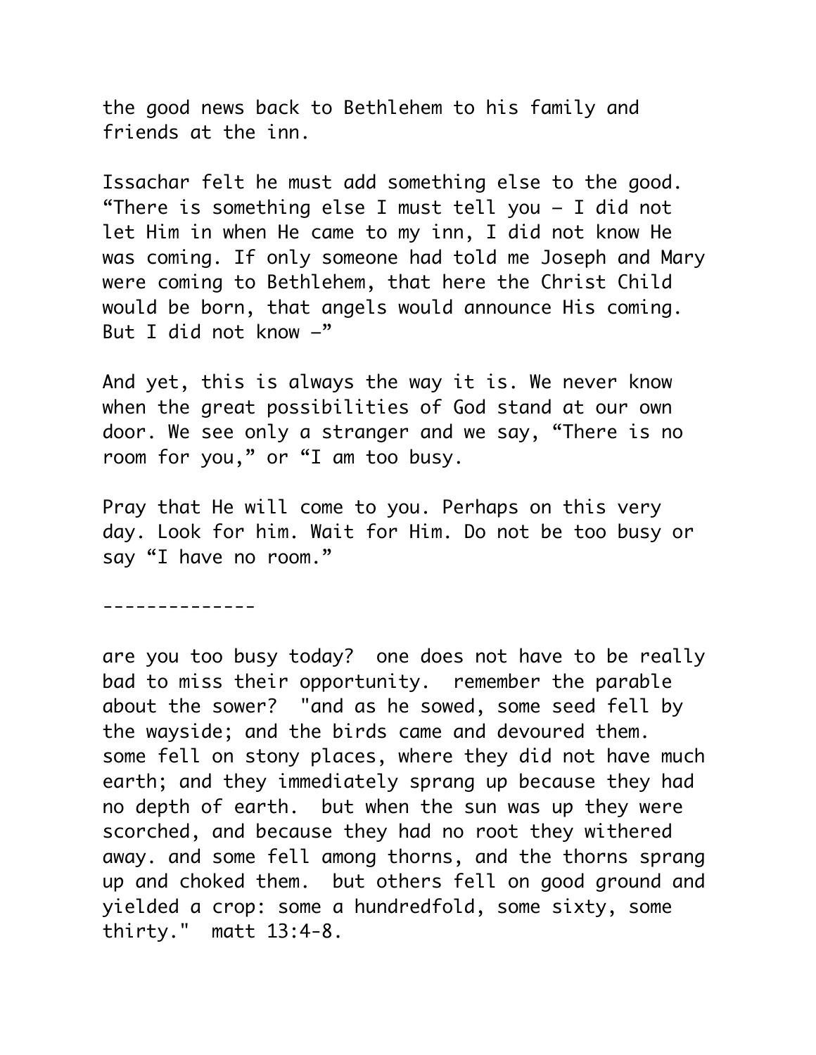the good news back to Bethlehem to his family and friends at the inn.

Issachar felt he must add something else to the good. “There is something else I must tell you – I did not let Him in when He came to my inn, I did not know He was coming. If only someone had told me Joseph and Mary were coming to Bethlehem, that here the Christ Child would be born, that angels would announce His coming. But I did not know –”

And yet, this is always the way it is. We never know when the great possibilities of God stand at our own door. We see only a stranger and we say, “There is no room for you,” or “I am too busy.

Pray that He will come to you. Perhaps on this very day. Look for him. Wait for Him. Do not be too busy or say “I have no room.”

--------------

are you too busy today? one does not have to be really bad to miss their opportunity. remember the parable about the sower? "and as he sowed, some seed fell by the wayside; and the birds came and devoured them. some fell on stony places, where they did not have much earth; and they immediately sprang up because they had no depth of earth. but when the sun was up they were scorched, and because they had no root they withered away. and some fell among thorns, and the thorns sprang up and choked them. but others fell on good ground and yielded a crop: some a hundredfold, some sixty, some thirty." matt 13:4-8.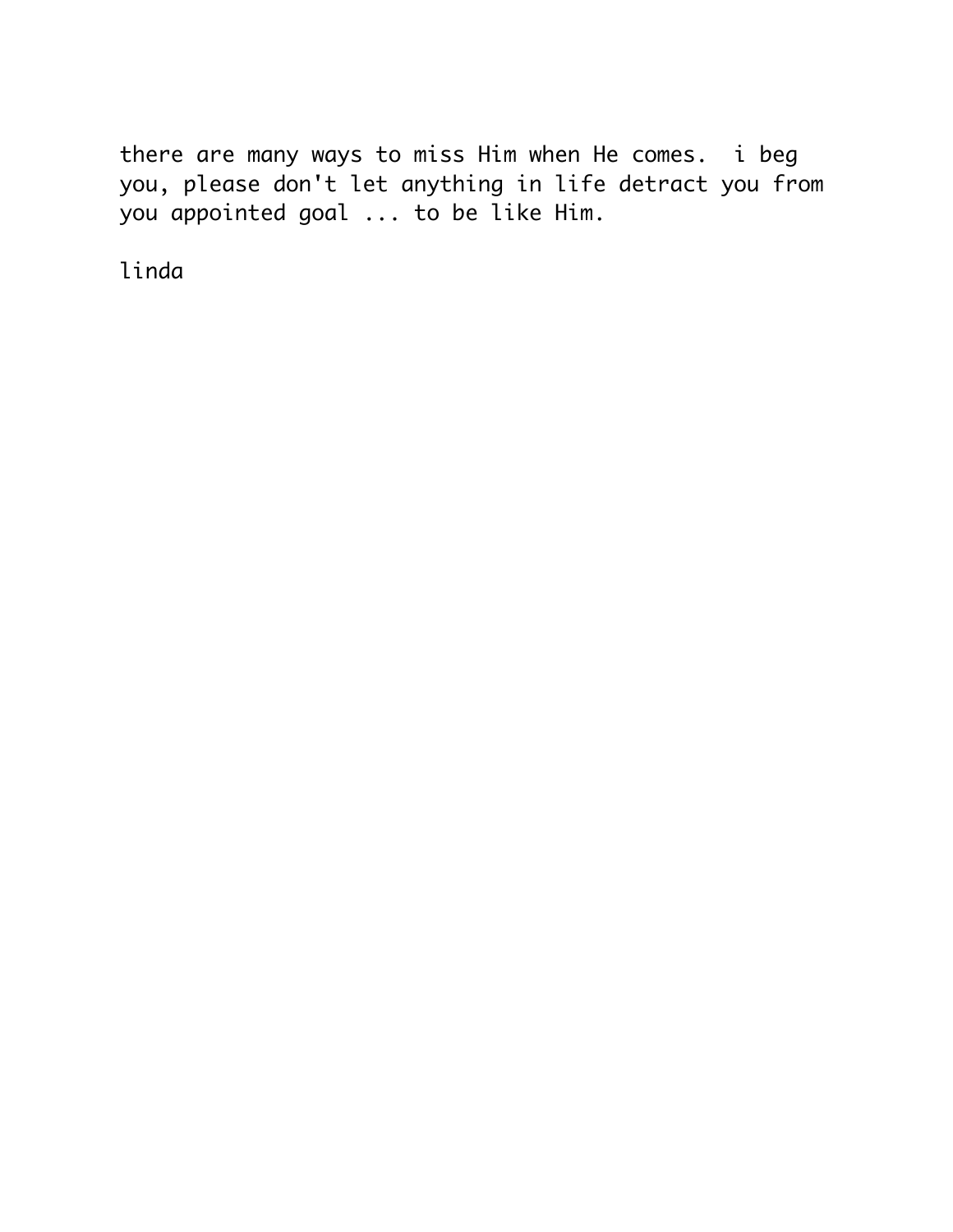there are many ways to miss Him when He comes. i beg you, please don't let anything in life detract you from you appointed goal ... to be like Him.

linda